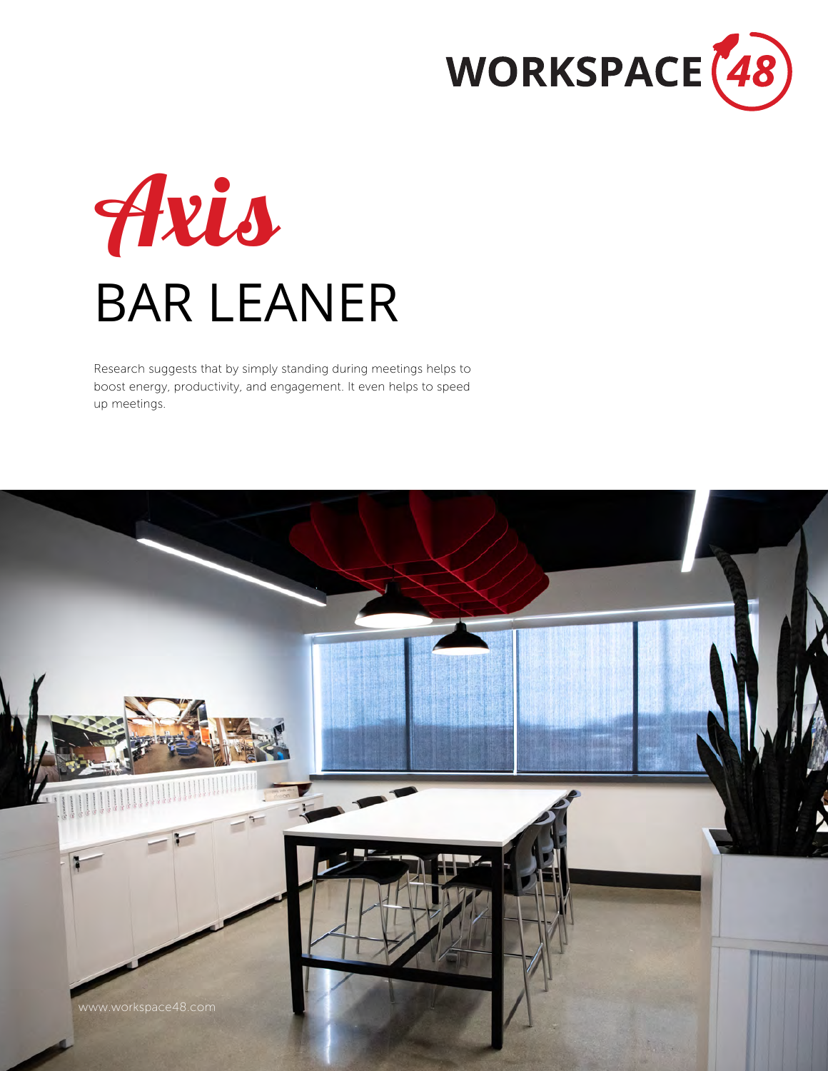WORKSPACE 48

# Axis

## BAR LEANER

Research suggests that by simply standing during meetings helps to boost energy, productivity, and engagement. It even helps to speed up meetings.

www.workspace48.com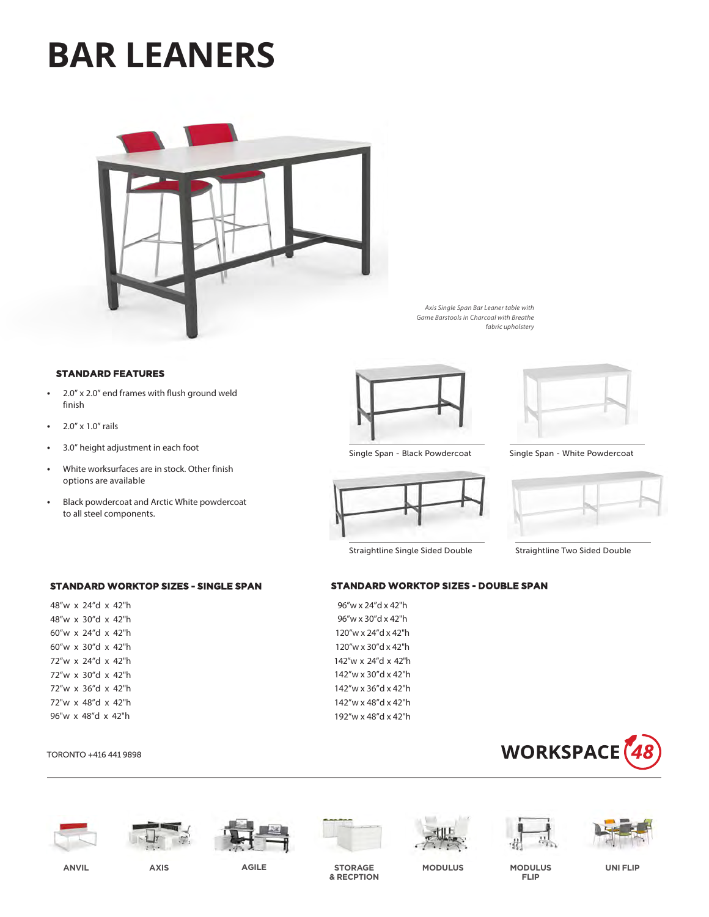# BAR LEANERS

*Axis Single Span Bar Leaner table with Game Barstools in Charcoal with Breathe fabric upholstery*

### STANDARD FEATURES

- 2.0" x 2.0" end frames with flush ground weld finish
- 2.0" x 1.0" rails
- 3.0" height adjustment in each foot
- White worksurfaces are in stock. Other finish options are available
- Black powdercoat and Arctic White powdercoat to all steel components.

Single Span - Black Powdercoat

Single Span - White Powdercoat

Straightline Single Sided Double

Straightline Two Sided Double

### STANDARD WORKTOP SIZES - SINGLE SPAN

48"w x 24"d x 42"h
48"w x 30"d x 42"h
60"w x 24"d x 42"h
60"w x 30"d x 42"h
72"w x 24"d x 42"h
72"w x 30"d x 42"h
72"w x 36"d x 42"h
72"w x 48"d x 42"h
96"w x 48"d x 42"h

### STANDARD WORKTOP SIZES - DOUBLE SPAN

96"w x 24"d x 42"h
96"w x 30"d x 42"h
120"w x 24"d x 42"h
120"w x 30"d x 42"h
142"w x 24"d x 42"h
142"w x 30"d x 42"h
142"w x 36"d x 42"h
142"w x 48"d x 42"h
192"w x 48"d x 42"h

TORONTO +416 441 9898

WORKSPACE 48

ANVIL | AXIS | AGILE | STORAGE & RECPTION | MODULUS | MODULUS FLIP | UNI FLIP